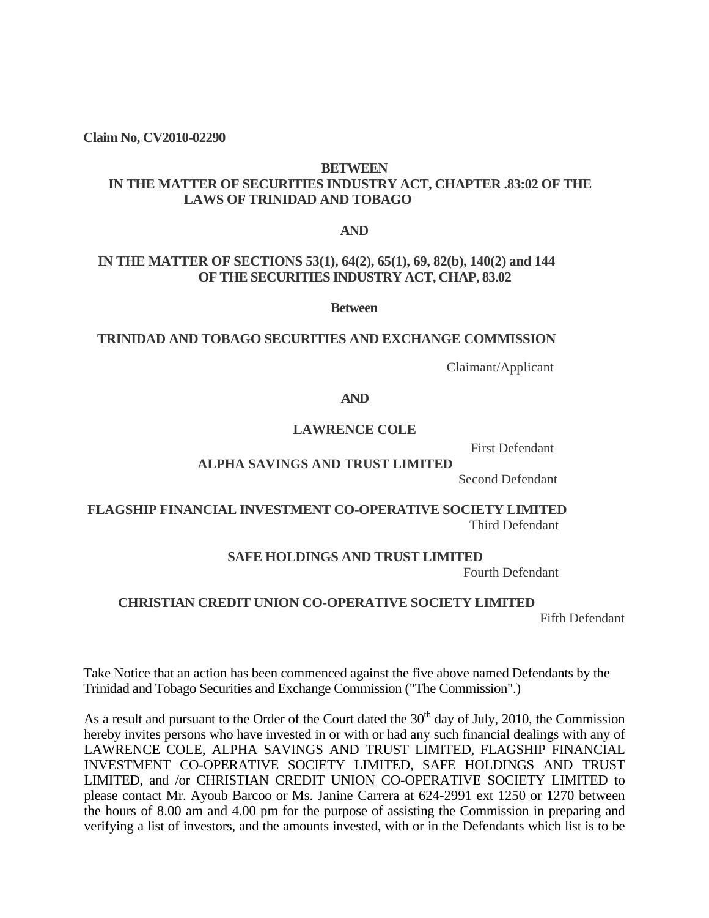**Claim No, CV2010-02290**

**BETWEEN**

**IN THE MATTER OF SECURITIES INDUSTRY ACT, CHAPTER .83:02 OF THE LAWS OF TRINIDAD AND TOBAGO**

**AND**

**IN THE MATTER OF SECTIONS 53(1), 64(2), 65(1), 69, 82(b), 140(2) and 144 OF THE SECURITIES INDUSTRY ACT, CHAP, 83.02**

**Between**

**TRINIDAD AND TOBAGO SECURITIES AND EXCHANGE COMMISSION**

Claimant/Applicant

**AND**

**LAWRENCE COLE**

First Defendant

**ALPHA SAVINGS AND TRUST LIMITED**

Second Defendant

**FLAGSHIP FINANCIAL INVESTMENT CO-OPERATIVE SOCIETY LIMITED**

Third Defendant

**SAFE HOLDINGS AND TRUST LIMITED**

Fourth Defendant

**CHRISTIAN CREDIT UNION CO-OPERATIVE SOCIETY LIMITED**

Fifth Defendant

Take Notice that an action has been commenced against the five above named Defendants by the Trinidad and Tobago Securities and Exchange Commission ("The Commission".)

As a result and pursuant to the Order of the Court dated the 30th day of July, 2010, the Commission hereby invites persons who have invested in or with or had any such financial dealings with any of LAWRENCE COLE, ALPHA SAVINGS AND TRUST LIMITED, FLAGSHIP FINANCIAL INVESTMENT CO-OPERATIVE SOCIETY LIMITED, SAFE HOLDINGS AND TRUST LIMITED, and /or CHRISTIAN CREDIT UNION CO-OPERATIVE SOCIETY LIMITED to please contact Mr. Ayoub Barcoo or Ms. Janine Carrera at 624-2991 ext 1250 or 1270 between the hours of 8.00 am and 4.00 pm for the purpose of assisting the Commission in preparing and verifying a list of investors, and the amounts invested, with or in the Defendants which list is to be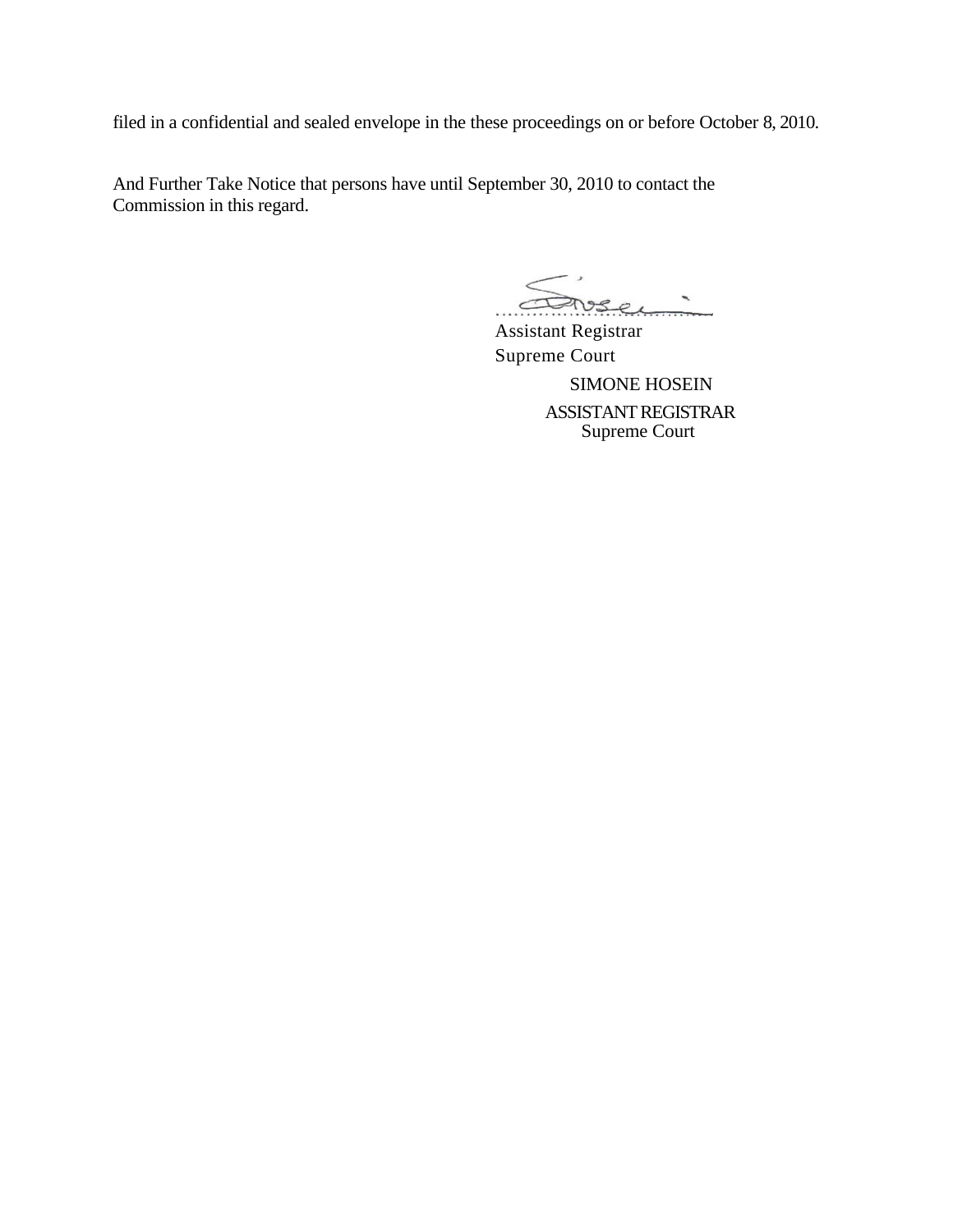filed in a confidential and sealed envelope in the these proceedings on or before October 8, 2010.

And Further Take Notice that persons have until September 30, 2010 to contact the Commission in this regard.

Assistant Registrar
Supreme Court

SIMONE HOSEIN
ASSISTANT REGISTRAR
Supreme Court